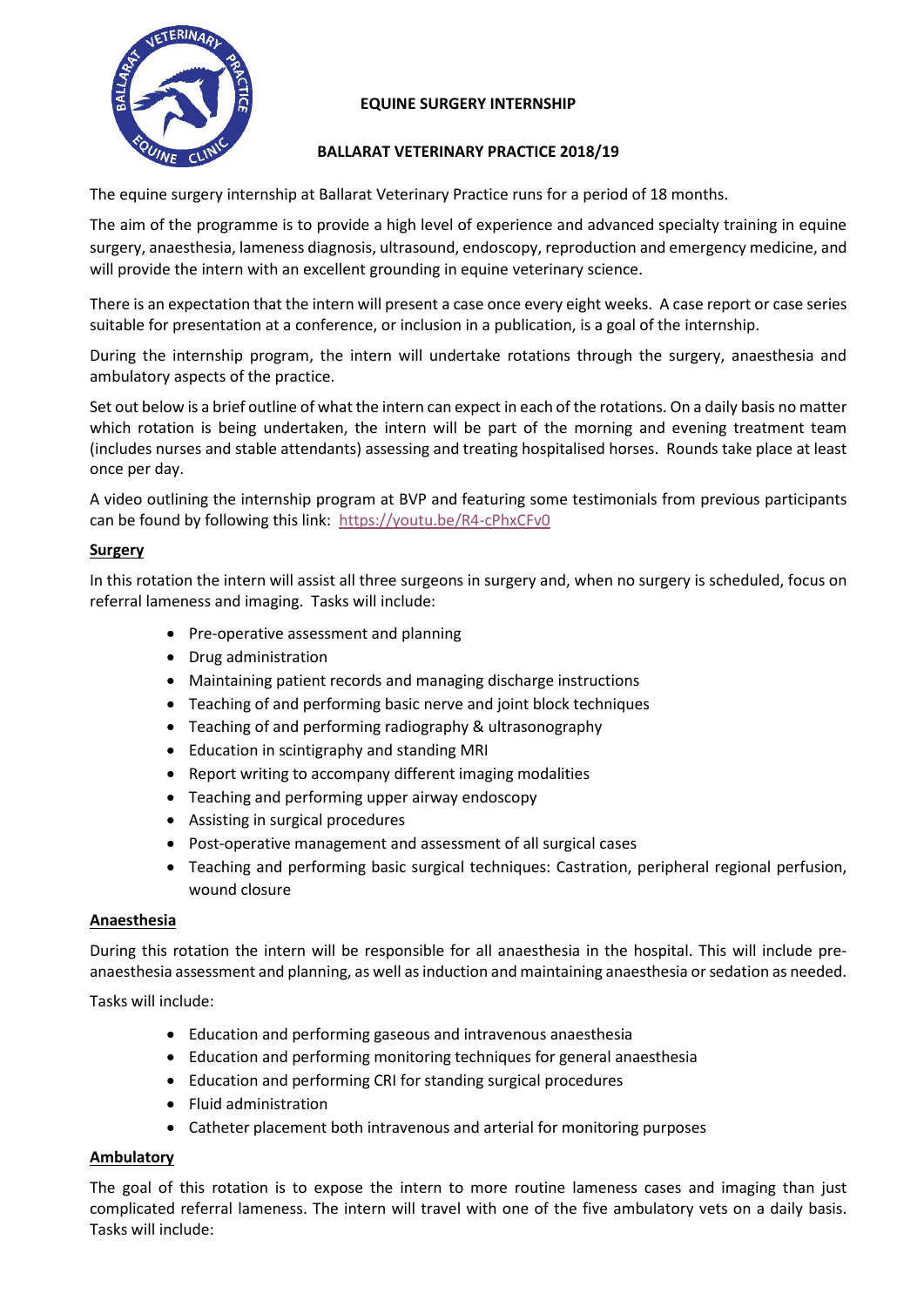# EQUINE SURGERY INTERNSHIP

## BALLARAT VETERINARY PRACTICE 2018/19

The equine surgery internship at Ballarat Veterinary Practice runs for a period of 18 months.

The aim of the programme is to provide a high level of experience and advanced specialty training in equine surgery, anaesthesia, lameness diagnosis, ultrasound, endoscopy, reproduction and emergency medicine, and will provide the intern with an excellent grounding in equine veterinary science.

There is an expectation that the intern will present a case once every eight weeks. A case report or case series suitable for presentation at a conference, or inclusion in a publication, is a goal of the internship.

During the internship program, the intern will undertake rotations through the surgery, anaesthesia and ambulatory aspects of the practice.

Set out below is a brief outline of what the intern can expect in each of the rotations. On a daily basis no matter which rotation is being undertaken, the intern will be part of the morning and evening treatment team (includes nurses and stable attendants) assessing and treating hospitalised horses. Rounds take place at least once per day.

A video outlining the internship program at BVP and featuring some testimonials from previous participants can be found by following this link: https://youtu.be/R4-cPhxCFv0

### Surgery

In this rotation the intern will assist all three surgeons in surgery and, when no surgery is scheduled, focus on referral lameness and imaging. Tasks will include:

- Pre-operative assessment and planning
- Drug administration
- Maintaining patient records and managing discharge instructions
- Teaching of and performing basic nerve and joint block techniques
- Teaching of and performing radiography & ultrasonography
- Education in scintigraphy and standing MRI
- Report writing to accompany different imaging modalities
- Teaching and performing upper airway endoscopy
- Assisting in surgical procedures
- Post-operative management and assessment of all surgical cases
- Teaching and performing basic surgical techniques: Castration, peripheral regional perfusion, wound closure

### Anaesthesia

During this rotation the intern will be responsible for all anaesthesia in the hospital. This will include pre-anaesthesia assessment and planning, as well as induction and maintaining anaesthesia or sedation as needed.

Tasks will include:

- Education and performing gaseous and intravenous anaesthesia
- Education and performing monitoring techniques for general anaesthesia
- Education and performing CRI for standing surgical procedures
- Fluid administration
- Catheter placement both intravenous and arterial for monitoring purposes

### Ambulatory

The goal of this rotation is to expose the intern to more routine lameness cases and imaging than just complicated referral lameness. The intern will travel with one of the five ambulatory vets on a daily basis. Tasks will include: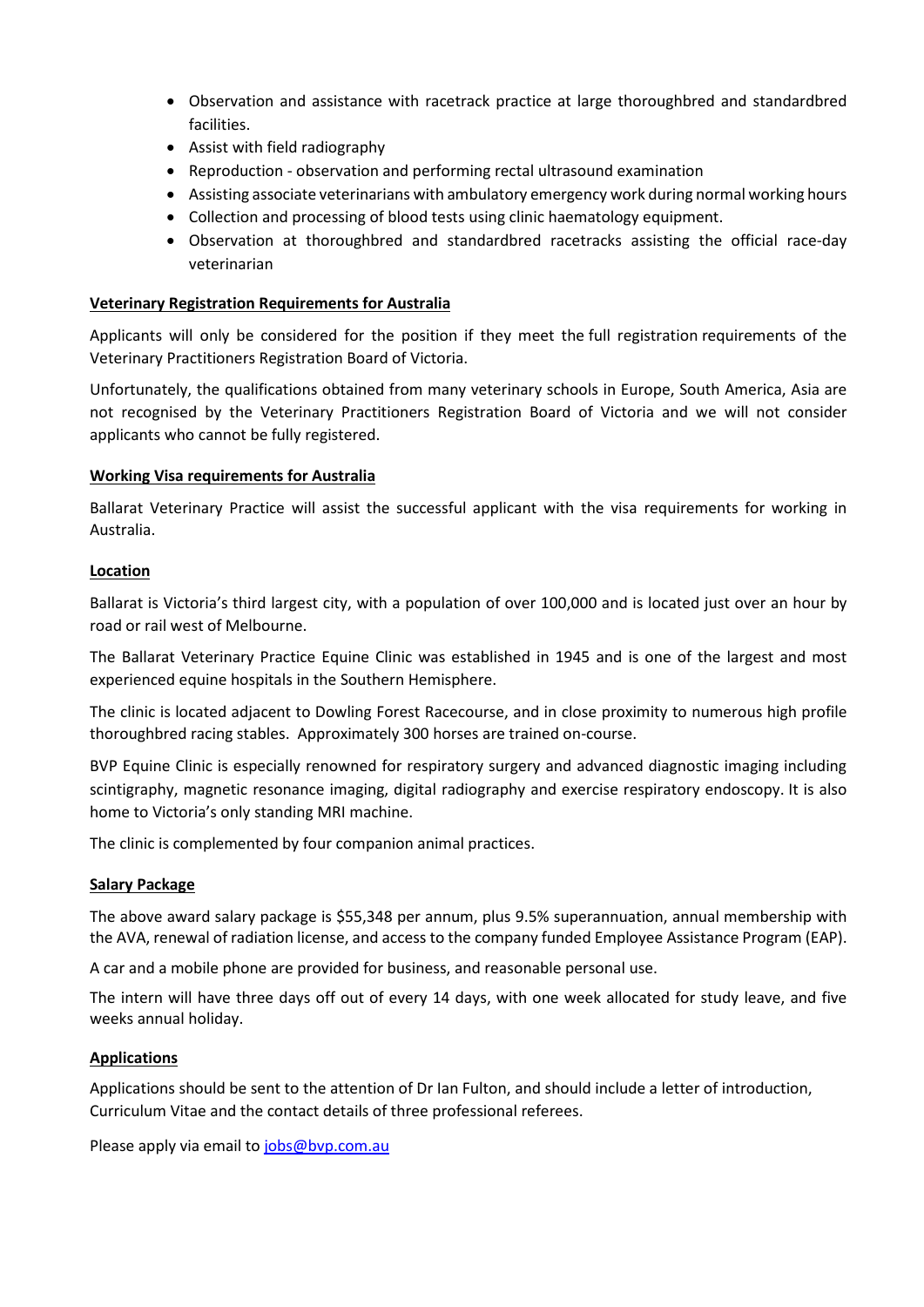- Observation and assistance with racetrack practice at large thoroughbred and standardbred facilities.
- Assist with field radiography
- Reproduction - observation and performing rectal ultrasound examination
- Assisting associate veterinarians with ambulatory emergency work during normal working hours
- Collection and processing of blood tests using clinic haematology equipment.
- Observation at thoroughbred and standardbred racetracks assisting the official race-day veterinarian

## Veterinary Registration Requirements for Australia

Applicants will only be considered for the position if they meet the full registration requirements of the Veterinary Practitioners Registration Board of Victoria.

Unfortunately, the qualifications obtained from many veterinary schools in Europe, South America, Asia are not recognised by the Veterinary Practitioners Registration Board of Victoria and we will not consider applicants who cannot be fully registered.

## Working Visa requirements for Australia

Ballarat Veterinary Practice will assist the successful applicant with the visa requirements for working in Australia.

## Location

Ballarat is Victoria's third largest city, with a population of over 100,000 and is located just over an hour by road or rail west of Melbourne.

The Ballarat Veterinary Practice Equine Clinic was established in 1945 and is one of the largest and most experienced equine hospitals in the Southern Hemisphere.

The clinic is located adjacent to Dowling Forest Racecourse, and in close proximity to numerous high profile thoroughbred racing stables. Approximately 300 horses are trained on-course.

BVP Equine Clinic is especially renowned for respiratory surgery and advanced diagnostic imaging including scintigraphy, magnetic resonance imaging, digital radiography and exercise respiratory endoscopy. It is also home to Victoria's only standing MRI machine.

The clinic is complemented by four companion animal practices.

## Salary Package

The above award salary package is $55,348 per annum, plus 9.5% superannuation, annual membership with the AVA, renewal of radiation license, and access to the company funded Employee Assistance Program (EAP).

A car and a mobile phone are provided for business, and reasonable personal use.

The intern will have three days off out of every 14 days, with one week allocated for study leave, and five weeks annual holiday.

## Applications

Applications should be sent to the attention of Dr Ian Fulton, and should include a letter of introduction, Curriculum Vitae and the contact details of three professional referees.

Please apply via email to jobs@bvp.com.au